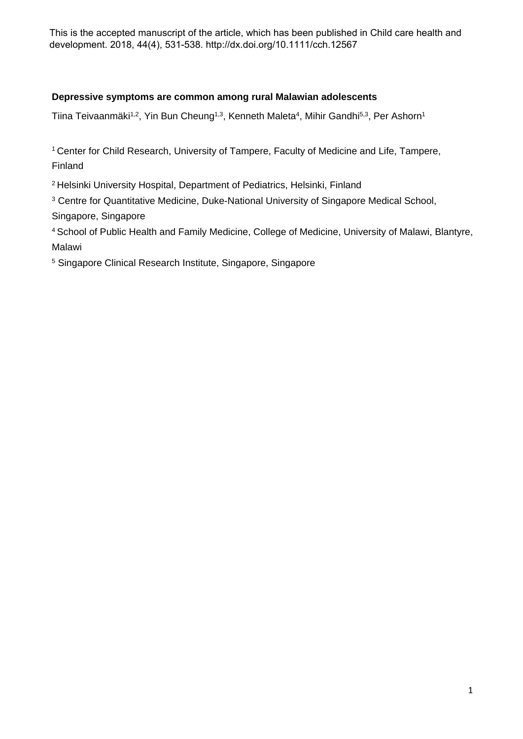This is the accepted manuscript of the article, which has been published in Child care health and development. 2018, 44(4), 531-538. http://dx.doi.org/10.1111/cch.12567

**Depressive symptoms are common among rural Malawian adolescents**

Tiina Teivaanmäki[1,2], Yin Bun Cheung[1,3], Kenneth Maleta[4], Mihir Gandhi[5,3], Per Ashorn[1]

[1] Center for Child Research, University of Tampere, Faculty of Medicine and Life, Tampere, Finland

[2] Helsinki University Hospital, Department of Pediatrics, Helsinki, Finland

[3] Centre for Quantitative Medicine, Duke-National University of Singapore Medical School, Singapore, Singapore

[4] School of Public Health and Family Medicine, College of Medicine, University of Malawi, Blantyre, Malawi

[5] Singapore Clinical Research Institute, Singapore, Singapore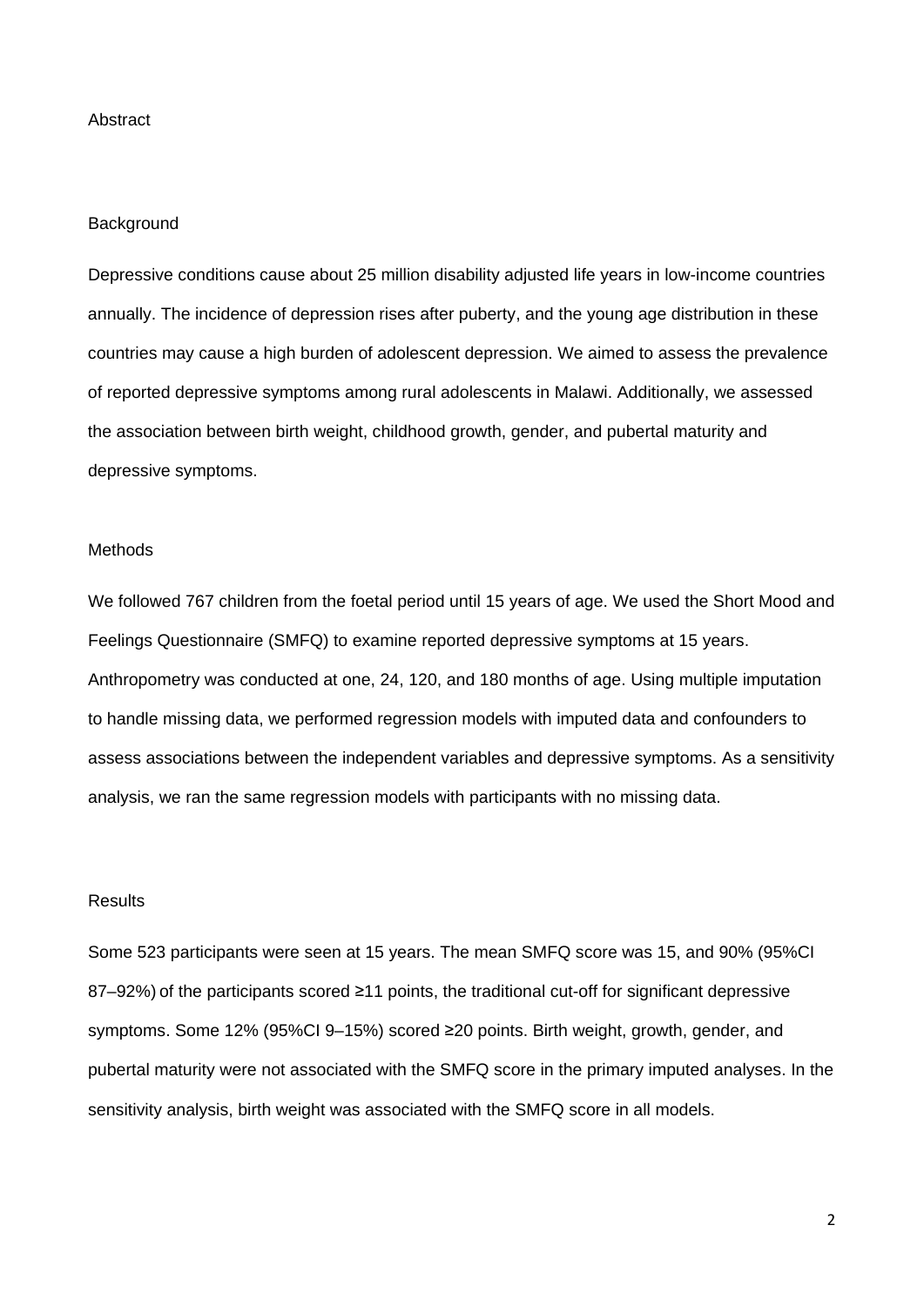# Abstract

## Background

Depressive conditions cause about 25 million disability adjusted life years in low-income countries annually. The incidence of depression rises after puberty, and the young age distribution in these countries may cause a high burden of adolescent depression. We aimed to assess the prevalence of reported depressive symptoms among rural adolescents in Malawi. Additionally, we assessed the association between birth weight, childhood growth, gender, and pubertal maturity and depressive symptoms.

## Methods

We followed 767 children from the foetal period until 15 years of age. We used the Short Mood and Feelings Questionnaire (SMFQ) to examine reported depressive symptoms at 15 years. Anthropometry was conducted at one, 24, 120, and 180 months of age. Using multiple imputation to handle missing data, we performed regression models with imputed data and confounders to assess associations between the independent variables and depressive symptoms. As a sensitivity analysis, we ran the same regression models with participants with no missing data.

## Results

Some 523 participants were seen at 15 years. The mean SMFQ score was 15, and 90% (95%CI 87–92%) of the participants scored ≥11 points, the traditional cut-off for significant depressive symptoms. Some 12% (95%CI 9–15%) scored ≥20 points. Birth weight, growth, gender, and pubertal maturity were not associated with the SMFQ score in the primary imputed analyses. In the sensitivity analysis, birth weight was associated with the SMFQ score in all models.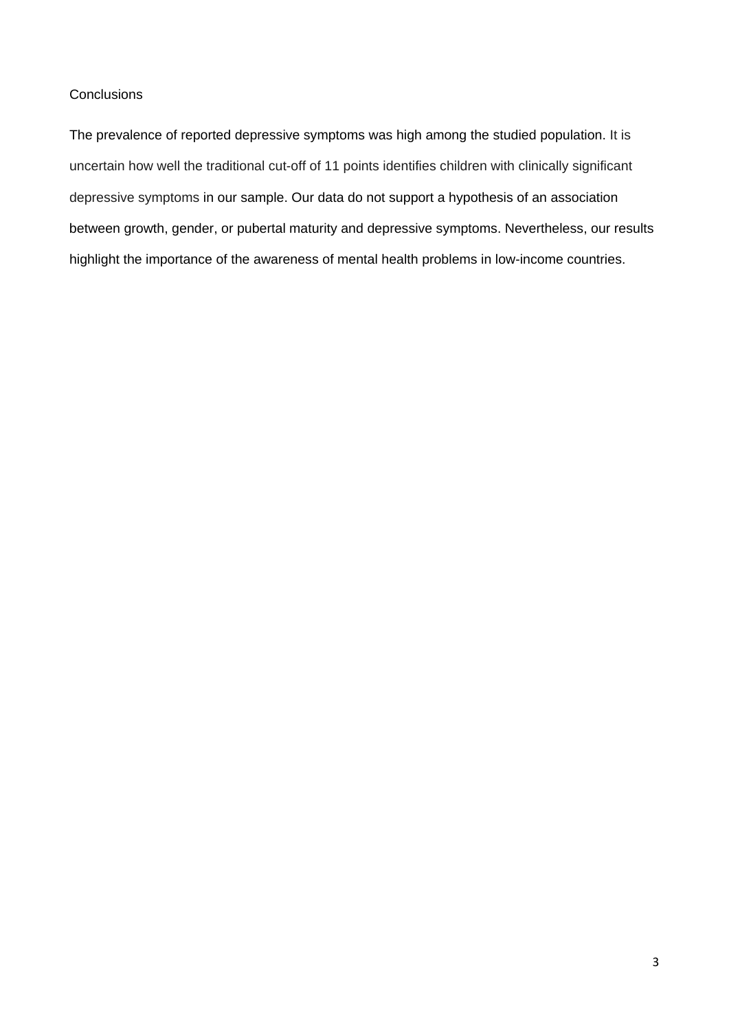Conclusions

The prevalence of reported depressive symptoms was high among the studied population. It is uncertain how well the traditional cut-off of 11 points identifies children with clinically significant depressive symptoms in our sample. Our data do not support a hypothesis of an association between growth, gender, or pubertal maturity and depressive symptoms. Nevertheless, our results highlight the importance of the awareness of mental health problems in low-income countries.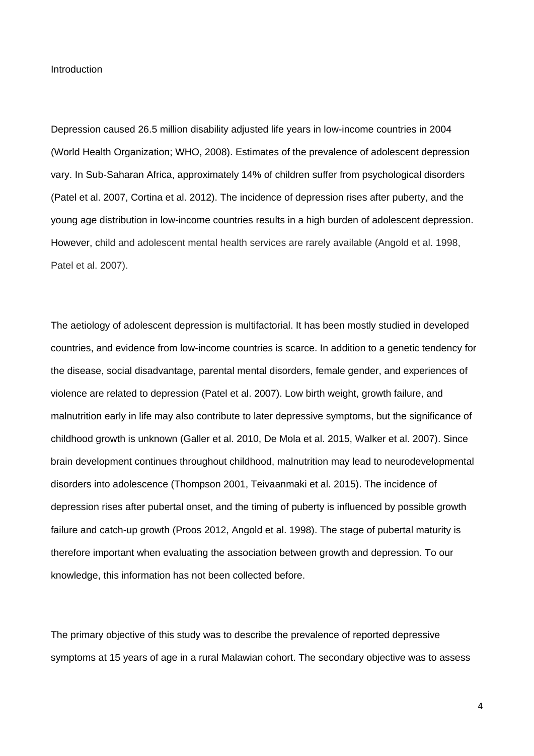# Introduction

Depression caused 26.5 million disability adjusted life years in low-income countries in 2004 (World Health Organization; WHO, 2008). Estimates of the prevalence of adolescent depression vary. In Sub-Saharan Africa, approximately 14% of children suffer from psychological disorders (Patel et al. 2007, Cortina et al. 2012). The incidence of depression rises after puberty, and the young age distribution in low-income countries results in a high burden of adolescent depression. However, child and adolescent mental health services are rarely available (Angold et al. 1998, Patel et al. 2007).

The aetiology of adolescent depression is multifactorial. It has been mostly studied in developed countries, and evidence from low-income countries is scarce. In addition to a genetic tendency for the disease, social disadvantage, parental mental disorders, female gender, and experiences of violence are related to depression (Patel et al. 2007). Low birth weight, growth failure, and malnutrition early in life may also contribute to later depressive symptoms, but the significance of childhood growth is unknown (Galler et al. 2010, De Mola et al. 2015, Walker et al. 2007). Since brain development continues throughout childhood, malnutrition may lead to neurodevelopmental disorders into adolescence (Thompson 2001, Teivaanmaki et al. 2015). The incidence of depression rises after pubertal onset, and the timing of puberty is influenced by possible growth failure and catch-up growth (Proos 2012, Angold et al. 1998). The stage of pubertal maturity is therefore important when evaluating the association between growth and depression. To our knowledge, this information has not been collected before.

The primary objective of this study was to describe the prevalence of reported depressive symptoms at 15 years of age in a rural Malawian cohort. The secondary objective was to assess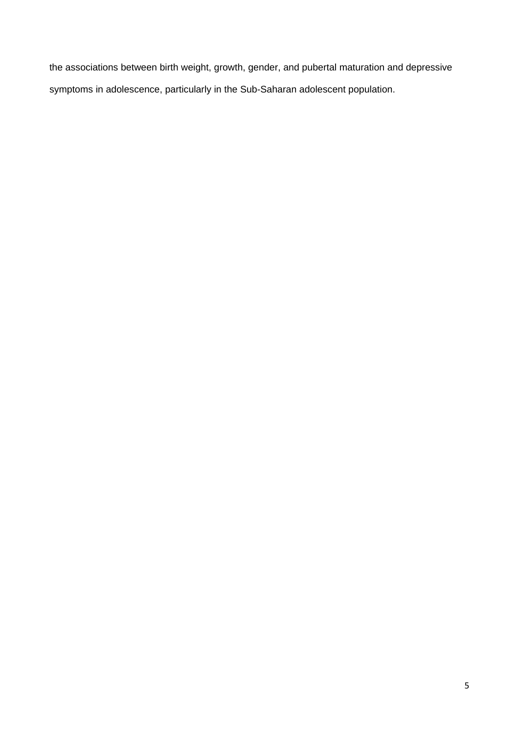the associations between birth weight, growth, gender, and pubertal maturation and depressive symptoms in adolescence, particularly in the Sub-Saharan adolescent population.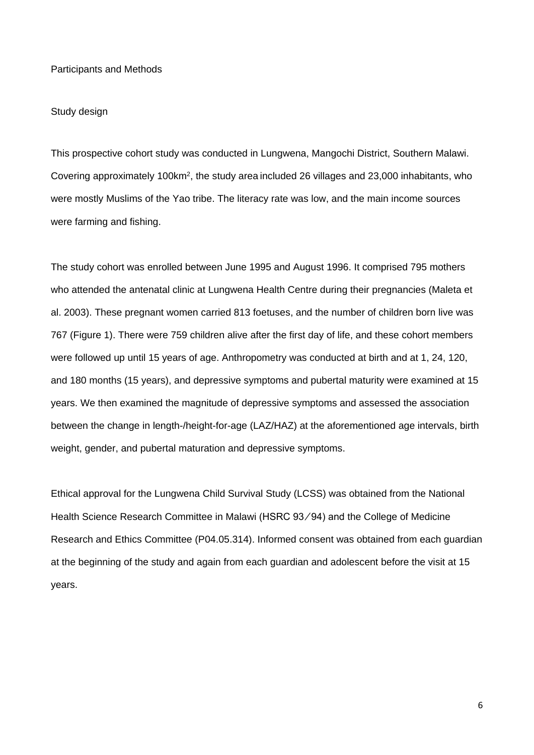## Participants and Methods

### Study design

This prospective cohort study was conducted in Lungwena, Mangochi District, Southern Malawi. Covering approximately 100km$^2$, the study area included 26 villages and 23,000 inhabitants, who were mostly Muslims of the Yao tribe. The literacy rate was low, and the main income sources were farming and fishing.

The study cohort was enrolled between June 1995 and August 1996. It comprised 795 mothers who attended the antenatal clinic at Lungwena Health Centre during their pregnancies (Maleta et al. 2003). These pregnant women carried 813 foetuses, and the number of children born live was 767 (Figure 1). There were 759 children alive after the first day of life, and these cohort members were followed up until 15 years of age. Anthropometry was conducted at birth and at 1, 24, 120, and 180 months (15 years), and depressive symptoms and pubertal maturity were examined at 15 years. We then examined the magnitude of depressive symptoms and assessed the association between the change in length-/height-for-age (LAZ/HAZ) at the aforementioned age intervals, birth weight, gender, and pubertal maturation and depressive symptoms.

Ethical approval for the Lungwena Child Survival Study (LCSS) was obtained from the National Health Science Research Committee in Malawi (HSRC 93/94) and the College of Medicine Research and Ethics Committee (P04.05.314). Informed consent was obtained from each guardian at the beginning of the study and again from each guardian and adolescent before the visit at 15 years.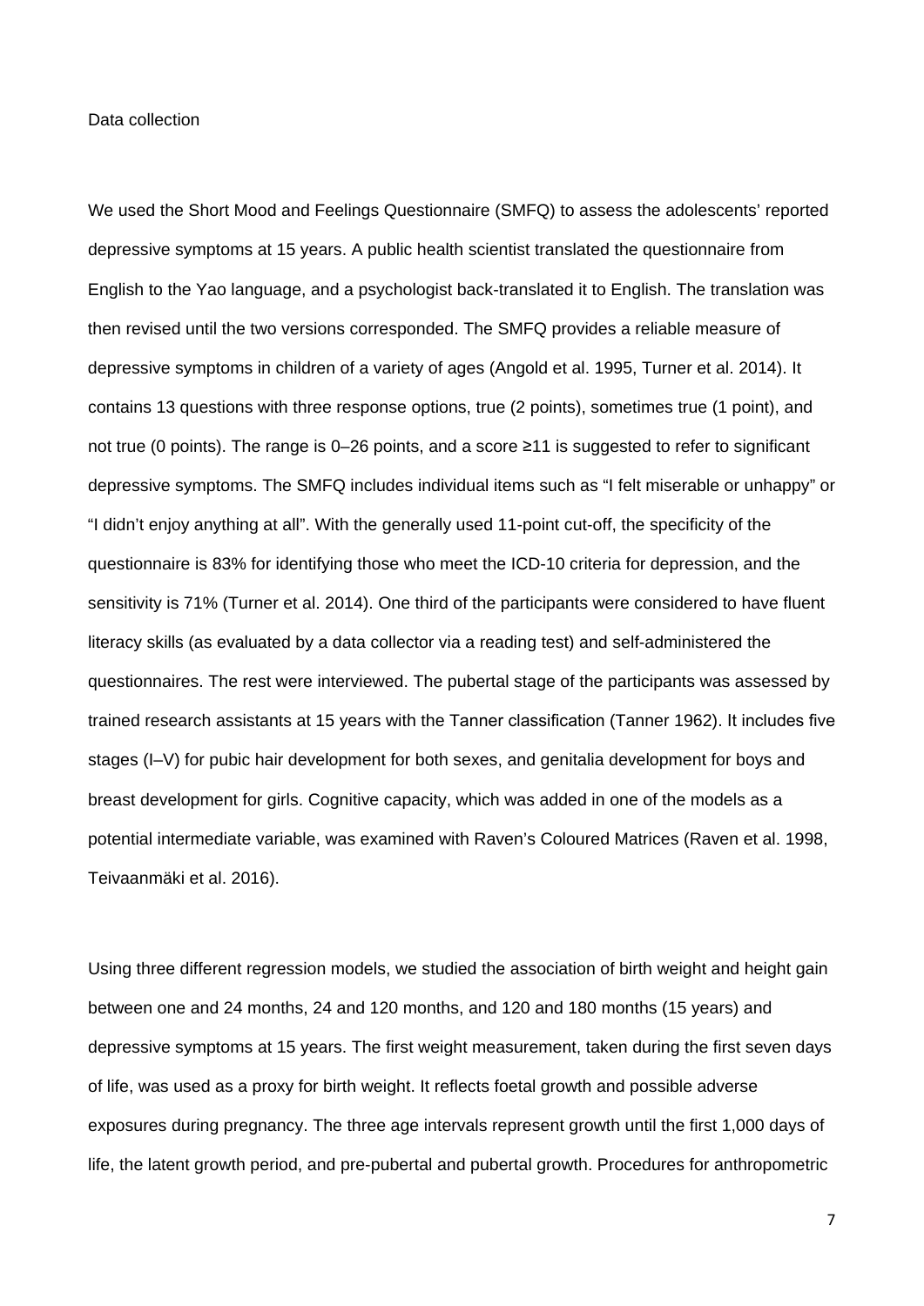Data collection

We used the Short Mood and Feelings Questionnaire (SMFQ) to assess the adolescents' reported depressive symptoms at 15 years. A public health scientist translated the questionnaire from English to the Yao language, and a psychologist back-translated it to English. The translation was then revised until the two versions corresponded. The SMFQ provides a reliable measure of depressive symptoms in children of a variety of ages (Angold et al. 1995, Turner et al. 2014). It contains 13 questions with three response options, true (2 points), sometimes true (1 point), and not true (0 points). The range is 0–26 points, and a score ≥11 is suggested to refer to significant depressive symptoms. The SMFQ includes individual items such as "I felt miserable or unhappy" or "I didn't enjoy anything at all". With the generally used 11-point cut-off, the specificity of the questionnaire is 83% for identifying those who meet the ICD-10 criteria for depression, and the sensitivity is 71% (Turner et al. 2014). One third of the participants were considered to have fluent literacy skills (as evaluated by a data collector via a reading test) and self-administered the questionnaires. The rest were interviewed. The pubertal stage of the participants was assessed by trained research assistants at 15 years with the Tanner classification (Tanner 1962). It includes five stages (I–V) for pubic hair development for both sexes, and genitalia development for boys and breast development for girls. Cognitive capacity, which was added in one of the models as a potential intermediate variable, was examined with Raven's Coloured Matrices (Raven et al. 1998, Teivaanmäki et al. 2016).

Using three different regression models, we studied the association of birth weight and height gain between one and 24 months, 24 and 120 months, and 120 and 180 months (15 years) and depressive symptoms at 15 years. The first weight measurement, taken during the first seven days of life, was used as a proxy for birth weight. It reflects foetal growth and possible adverse exposures during pregnancy. The three age intervals represent growth until the first 1,000 days of life, the latent growth period, and pre-pubertal and pubertal growth. Procedures for anthropometric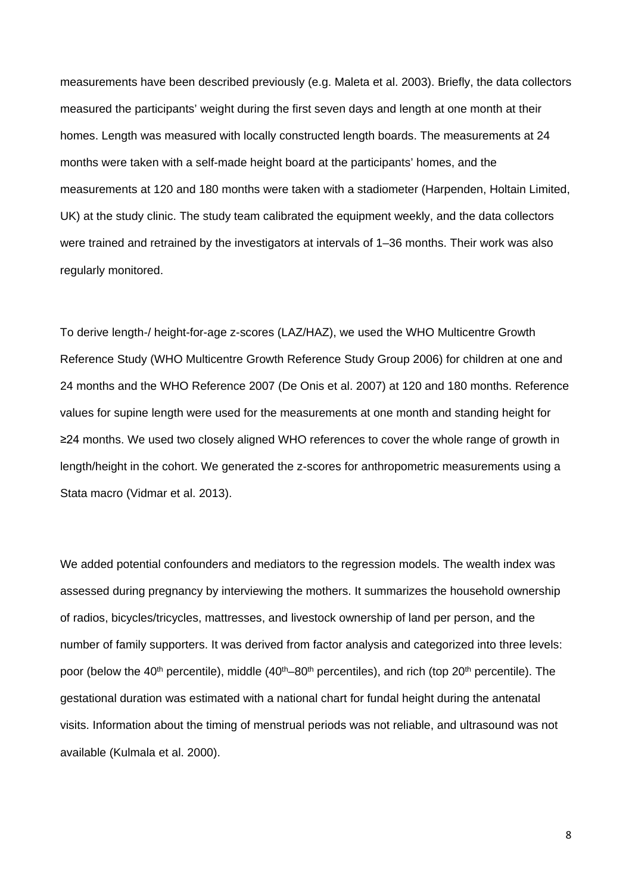measurements have been described previously (e.g. Maleta et al. 2003). Briefly, the data collectors measured the participants' weight during the first seven days and length at one month at their homes. Length was measured with locally constructed length boards. The measurements at 24 months were taken with a self-made height board at the participants' homes, and the measurements at 120 and 180 months were taken with a stadiometer (Harpenden, Holtain Limited, UK) at the study clinic. The study team calibrated the equipment weekly, and the data collectors were trained and retrained by the investigators at intervals of 1–36 months. Their work was also regularly monitored.

To derive length-/ height-for-age z-scores (LAZ/HAZ), we used the WHO Multicentre Growth Reference Study (WHO Multicentre Growth Reference Study Group 2006) for children at one and 24 months and the WHO Reference 2007 (De Onis et al. 2007) at 120 and 180 months. Reference values for supine length were used for the measurements at one month and standing height for ≥24 months. We used two closely aligned WHO references to cover the whole range of growth in length/height in the cohort. We generated the z-scores for anthropometric measurements using a Stata macro (Vidmar et al. 2013).

We added potential confounders and mediators to the regression models. The wealth index was assessed during pregnancy by interviewing the mothers. It summarizes the household ownership of radios, bicycles/tricycles, mattresses, and livestock ownership of land per person, and the number of family supporters. It was derived from factor analysis and categorized into three levels: poor (below the 40th percentile), middle (40th–80th percentiles), and rich (top 20th percentile). The gestational duration was estimated with a national chart for fundal height during the antenatal visits. Information about the timing of menstrual periods was not reliable, and ultrasound was not available (Kulmala et al. 2000).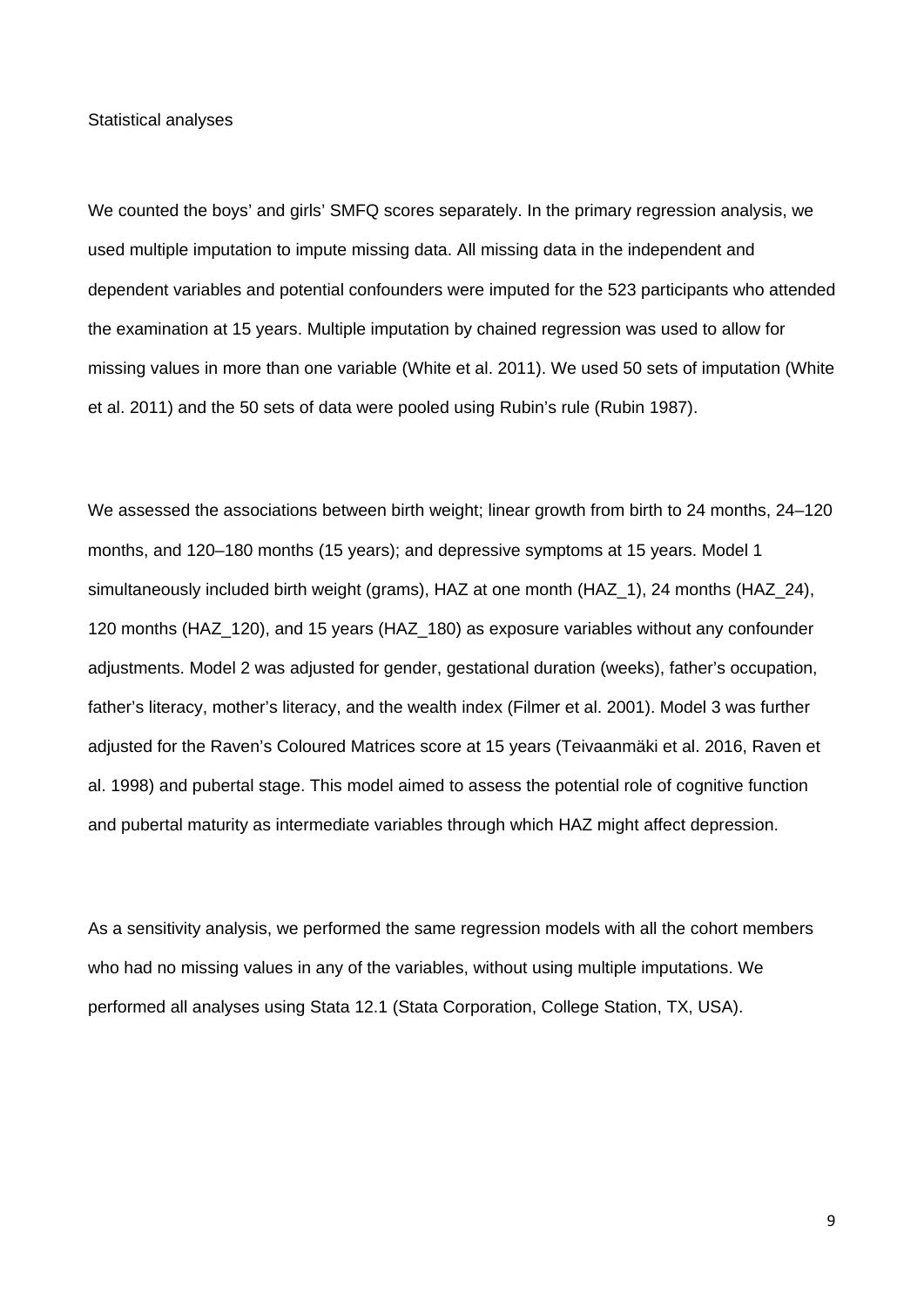## Statistical analyses

We counted the boys' and girls' SMFQ scores separately. In the primary regression analysis, we used multiple imputation to impute missing data. All missing data in the independent and dependent variables and potential confounders were imputed for the 523 participants who attended the examination at 15 years. Multiple imputation by chained regression was used to allow for missing values in more than one variable (White et al. 2011). We used 50 sets of imputation (White et al. 2011) and the 50 sets of data were pooled using Rubin's rule (Rubin 1987).

We assessed the associations between birth weight; linear growth from birth to 24 months, 24–120 months, and 120–180 months (15 years); and depressive symptoms at 15 years. Model 1 simultaneously included birth weight (grams), HAZ at one month (HAZ_1), 24 months (HAZ_24), 120 months (HAZ_120), and 15 years (HAZ_180) as exposure variables without any confounder adjustments. Model 2 was adjusted for gender, gestational duration (weeks), father's occupation, father's literacy, mother's literacy, and the wealth index (Filmer et al. 2001). Model 3 was further adjusted for the Raven's Coloured Matrices score at 15 years (Teivaanmäki et al. 2016, Raven et al. 1998) and pubertal stage. This model aimed to assess the potential role of cognitive function and pubertal maturity as intermediate variables through which HAZ might affect depression.

As a sensitivity analysis, we performed the same regression models with all the cohort members who had no missing values in any of the variables, without using multiple imputations. We performed all analyses using Stata 12.1 (Stata Corporation, College Station, TX, USA).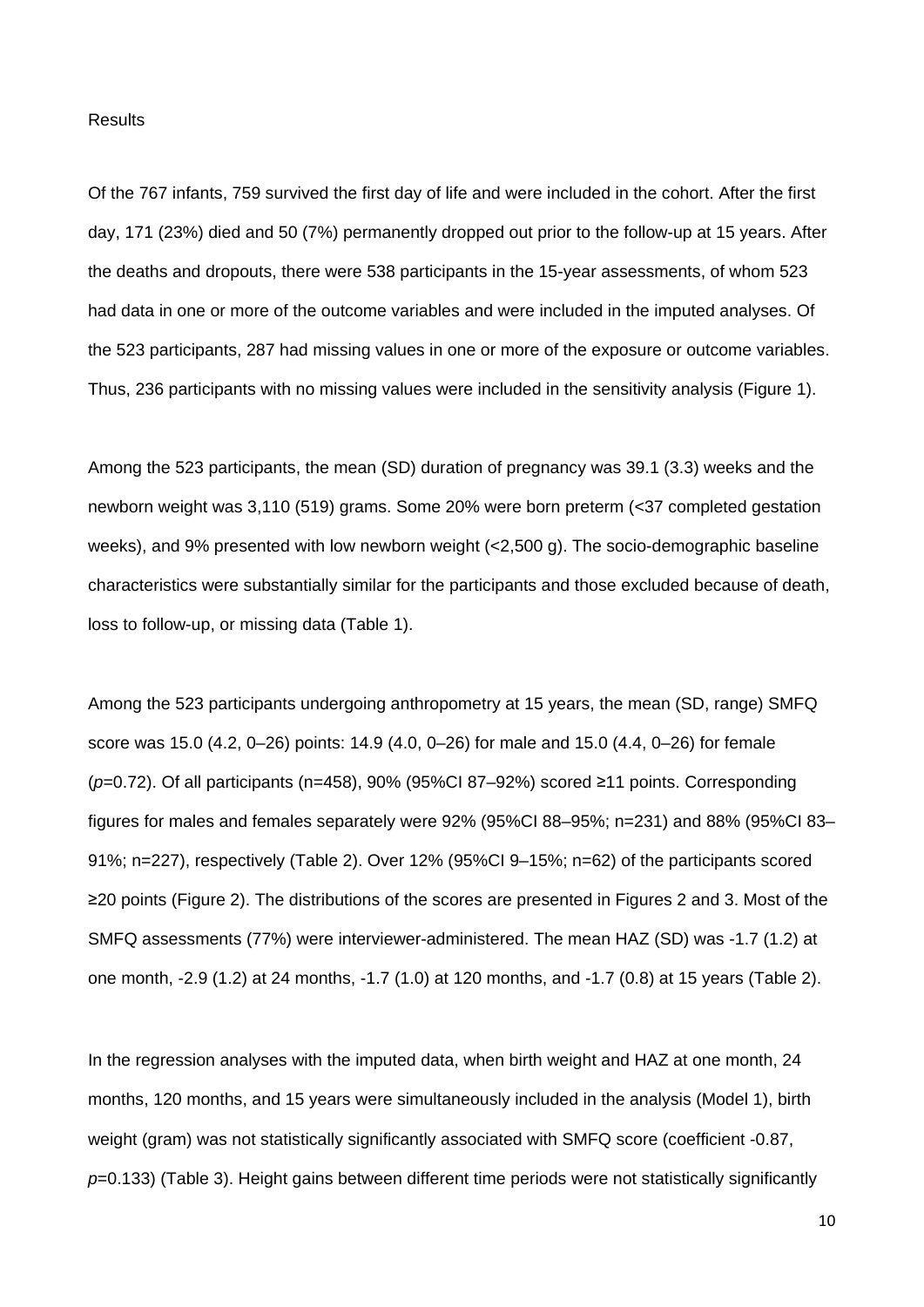Results

Of the 767 infants, 759 survived the first day of life and were included in the cohort. After the first day, 171 (23%) died and 50 (7%) permanently dropped out prior to the follow-up at 15 years. After the deaths and dropouts, there were 538 participants in the 15-year assessments, of whom 523 had data in one or more of the outcome variables and were included in the imputed analyses. Of the 523 participants, 287 had missing values in one or more of the exposure or outcome variables. Thus, 236 participants with no missing values were included in the sensitivity analysis (Figure 1).

Among the 523 participants, the mean (SD) duration of pregnancy was 39.1 (3.3) weeks and the newborn weight was 3,110 (519) grams. Some 20% were born preterm (<37 completed gestation weeks), and 9% presented with low newborn weight (<2,500 g). The socio-demographic baseline characteristics were substantially similar for the participants and those excluded because of death, loss to follow-up, or missing data (Table 1).

Among the 523 participants undergoing anthropometry at 15 years, the mean (SD, range) SMFQ score was 15.0 (4.2, 0–26) points: 14.9 (4.0, 0–26) for male and 15.0 (4.4, 0–26) for female ($p$=0.72). Of all participants (n=458), 90% (95%CI 87–92%) scored ≥11 points. Corresponding figures for males and females separately were 92% (95%CI 88–95%; n=231) and 88% (95%CI 83–91%; n=227), respectively (Table 2). Over 12% (95%CI 9–15%; n=62) of the participants scored ≥20 points (Figure 2). The distributions of the scores are presented in Figures 2 and 3. Most of the SMFQ assessments (77%) were interviewer-administered. The mean HAZ (SD) was -1.7 (1.2) at one month, -2.9 (1.2) at 24 months, -1.7 (1.0) at 120 months, and -1.7 (0.8) at 15 years (Table 2).

In the regression analyses with the imputed data, when birth weight and HAZ at one month, 24 months, 120 months, and 15 years were simultaneously included in the analysis (Model 1), birth weight (gram) was not statistically significantly associated with SMFQ score (coefficient -0.87, $p$=0.133) (Table 3). Height gains between different time periods were not statistically significantly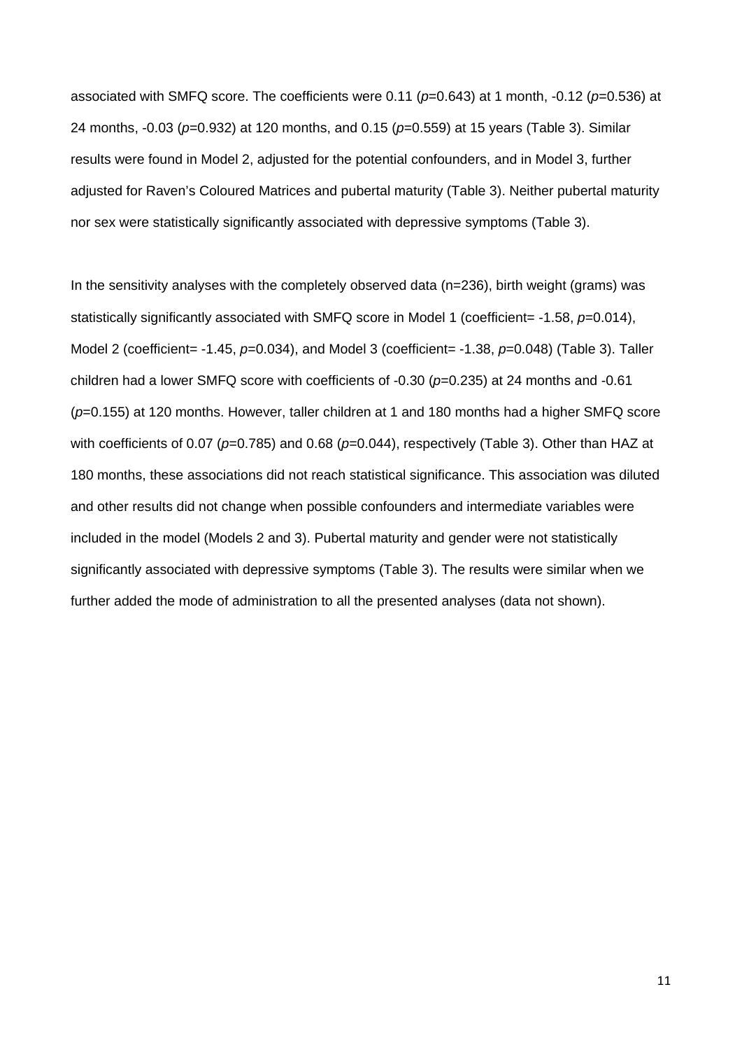associated with SMFQ score. The coefficients were 0.11 (*p*=0.643) at 1 month, -0.12 (*p*=0.536) at 24 months, -0.03 (*p*=0.932) at 120 months, and 0.15 (*p*=0.559) at 15 years (Table 3). Similar results were found in Model 2, adjusted for the potential confounders, and in Model 3, further adjusted for Raven's Coloured Matrices and pubertal maturity (Table 3). Neither pubertal maturity nor sex were statistically significantly associated with depressive symptoms (Table 3).

In the sensitivity analyses with the completely observed data (n=236), birth weight (grams) was statistically significantly associated with SMFQ score in Model 1 (coefficient= -1.58, *p*=0.014), Model 2 (coefficient= -1.45, *p*=0.034), and Model 3 (coefficient= -1.38, *p*=0.048) (Table 3). Taller children had a lower SMFQ score with coefficients of -0.30 (*p*=0.235) at 24 months and -0.61 (*p*=0.155) at 120 months. However, taller children at 1 and 180 months had a higher SMFQ score with coefficients of 0.07 (*p*=0.785) and 0.68 (*p*=0.044), respectively (Table 3). Other than HAZ at 180 months, these associations did not reach statistical significance. This association was diluted and other results did not change when possible confounders and intermediate variables were included in the model (Models 2 and 3). Pubertal maturity and gender were not statistically significantly associated with depressive symptoms (Table 3). The results were similar when we further added the mode of administration to all the presented analyses (data not shown).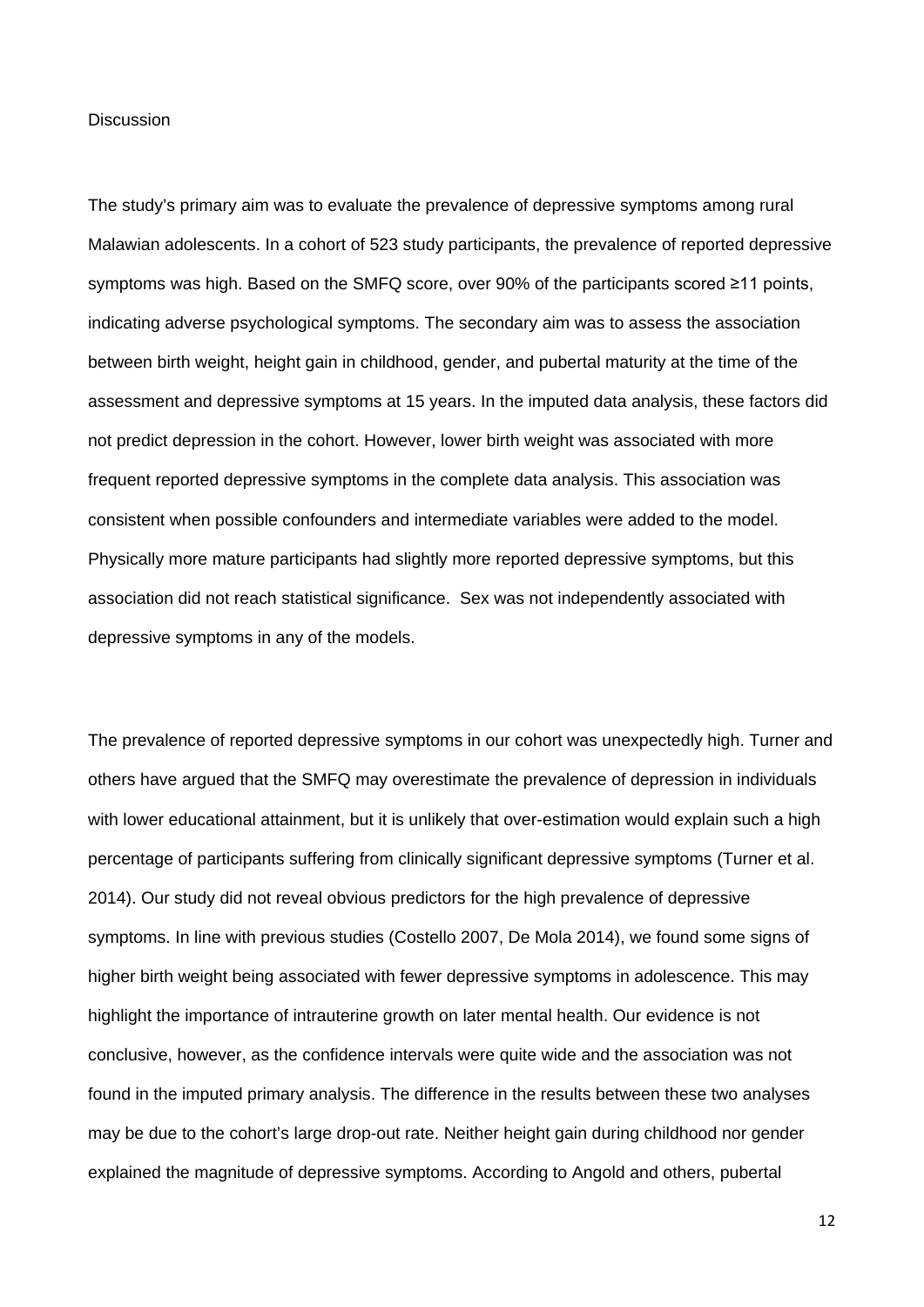## Discussion

The study's primary aim was to evaluate the prevalence of depressive symptoms among rural Malawian adolescents. In a cohort of 523 study participants, the prevalence of reported depressive symptoms was high. Based on the SMFQ score, over 90% of the participants scored ≥11 points, indicating adverse psychological symptoms. The secondary aim was to assess the association between birth weight, height gain in childhood, gender, and pubertal maturity at the time of the assessment and depressive symptoms at 15 years. In the imputed data analysis, these factors did not predict depression in the cohort. However, lower birth weight was associated with more frequent reported depressive symptoms in the complete data analysis. This association was consistent when possible confounders and intermediate variables were added to the model. Physically more mature participants had slightly more reported depressive symptoms, but this association did not reach statistical significance. Sex was not independently associated with depressive symptoms in any of the models.

The prevalence of reported depressive symptoms in our cohort was unexpectedly high. Turner and others have argued that the SMFQ may overestimate the prevalence of depression in individuals with lower educational attainment, but it is unlikely that over-estimation would explain such a high percentage of participants suffering from clinically significant depressive symptoms (Turner et al. 2014). Our study did not reveal obvious predictors for the high prevalence of depressive symptoms. In line with previous studies (Costello 2007, De Mola 2014), we found some signs of higher birth weight being associated with fewer depressive symptoms in adolescence. This may highlight the importance of intrauterine growth on later mental health. Our evidence is not conclusive, however, as the confidence intervals were quite wide and the association was not found in the imputed primary analysis. The difference in the results between these two analyses may be due to the cohort's large drop-out rate. Neither height gain during childhood nor gender explained the magnitude of depressive symptoms. According to Angold and others, pubertal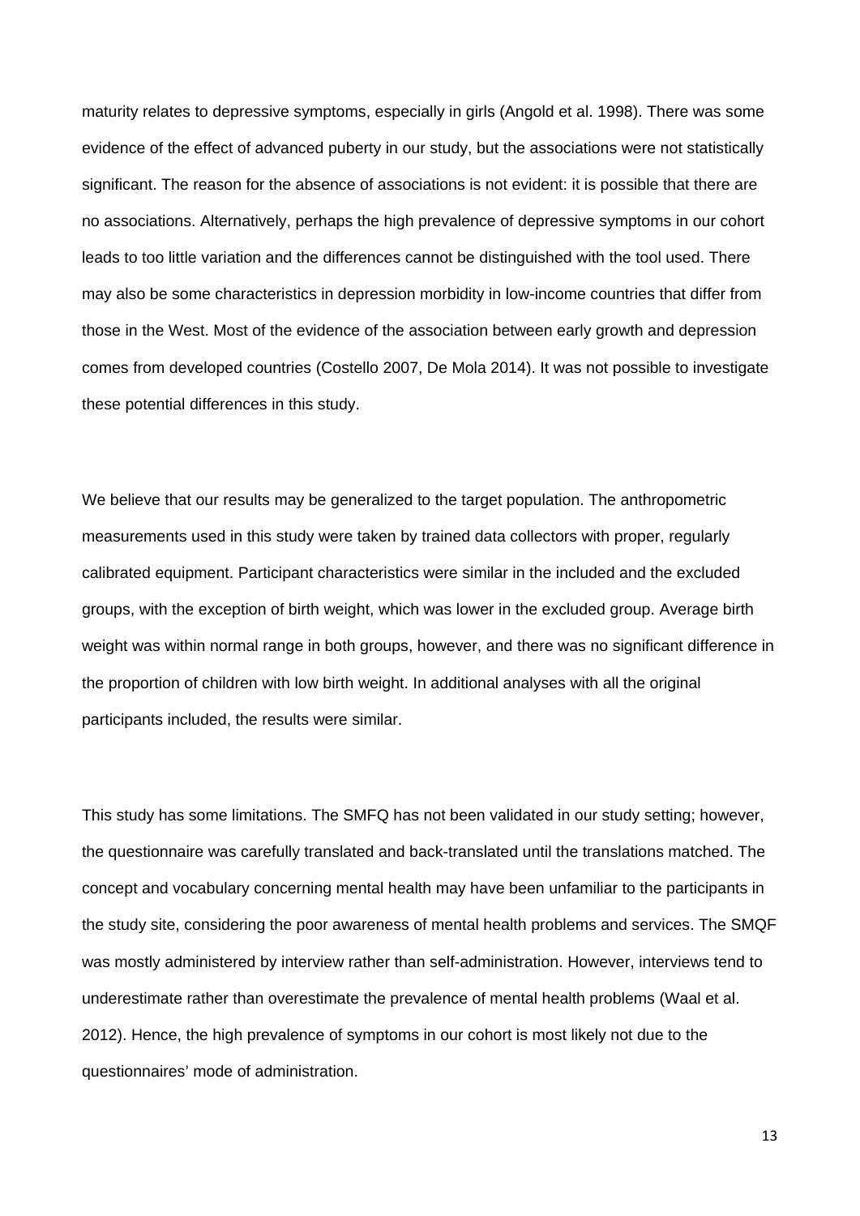maturity relates to depressive symptoms, especially in girls (Angold et al. 1998). There was some evidence of the effect of advanced puberty in our study, but the associations were not statistically significant. The reason for the absence of associations is not evident: it is possible that there are no associations. Alternatively, perhaps the high prevalence of depressive symptoms in our cohort leads to too little variation and the differences cannot be distinguished with the tool used. There may also be some characteristics in depression morbidity in low-income countries that differ from those in the West. Most of the evidence of the association between early growth and depression comes from developed countries (Costello 2007, De Mola 2014). It was not possible to investigate these potential differences in this study.

We believe that our results may be generalized to the target population. The anthropometric measurements used in this study were taken by trained data collectors with proper, regularly calibrated equipment. Participant characteristics were similar in the included and the excluded groups, with the exception of birth weight, which was lower in the excluded group. Average birth weight was within normal range in both groups, however, and there was no significant difference in the proportion of children with low birth weight. In additional analyses with all the original participants included, the results were similar.

This study has some limitations. The SMFQ has not been validated in our study setting; however, the questionnaire was carefully translated and back-translated until the translations matched. The concept and vocabulary concerning mental health may have been unfamiliar to the participants in the study site, considering the poor awareness of mental health problems and services. The SMQF was mostly administered by interview rather than self-administration. However, interviews tend to underestimate rather than overestimate the prevalence of mental health problems (Waal et al. 2012). Hence, the high prevalence of symptoms in our cohort is most likely not due to the questionnaires' mode of administration.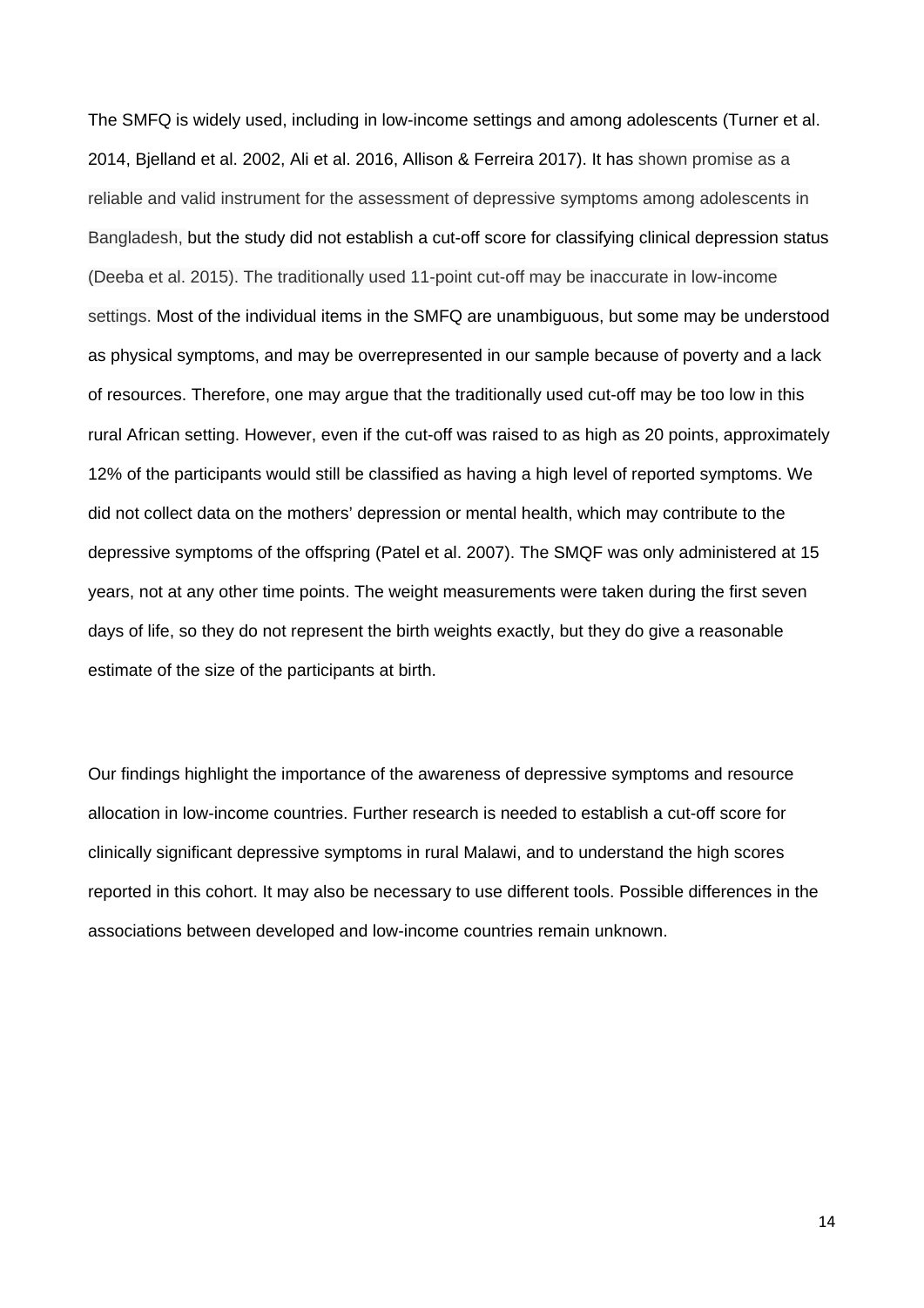The SMFQ is widely used, including in low-income settings and among adolescents (Turner et al. 2014, Bjelland et al. 2002, Ali et al. 2016, Allison & Ferreira 2017). It has shown promise as a reliable and valid instrument for the assessment of depressive symptoms among adolescents in Bangladesh, but the study did not establish a cut-off score for classifying clinical depression status (Deeba et al. 2015). The traditionally used 11-point cut-off may be inaccurate in low-income settings. Most of the individual items in the SMFQ are unambiguous, but some may be understood as physical symptoms, and may be overrepresented in our sample because of poverty and a lack of resources. Therefore, one may argue that the traditionally used cut-off may be too low in this rural African setting. However, even if the cut-off was raised to as high as 20 points, approximately 12% of the participants would still be classified as having a high level of reported symptoms. We did not collect data on the mothers' depression or mental health, which may contribute to the depressive symptoms of the offspring (Patel et al. 2007). The SMQF was only administered at 15 years, not at any other time points. The weight measurements were taken during the first seven days of life, so they do not represent the birth weights exactly, but they do give a reasonable estimate of the size of the participants at birth.

Our findings highlight the importance of the awareness of depressive symptoms and resource allocation in low-income countries. Further research is needed to establish a cut-off score for clinically significant depressive symptoms in rural Malawi, and to understand the high scores reported in this cohort. It may also be necessary to use different tools. Possible differences in the associations between developed and low-income countries remain unknown.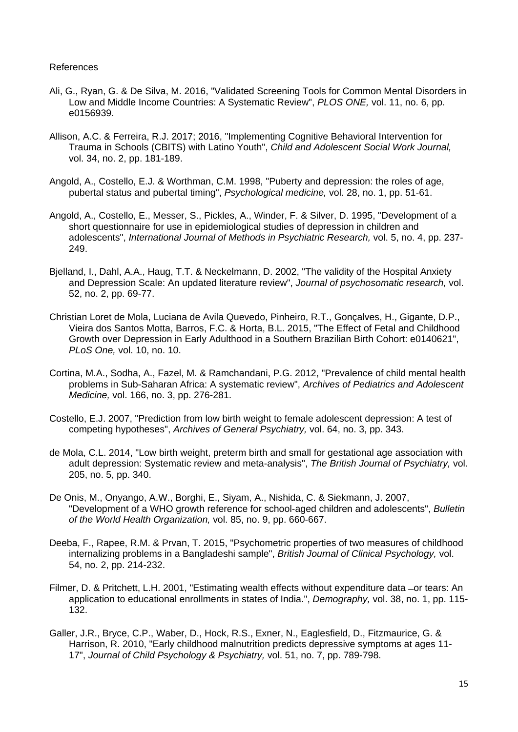References

Ali, G., Ryan, G. & De Silva, M. 2016, "Validated Screening Tools for Common Mental Disorders in Low and Middle Income Countries: A Systematic Review", *PLOS ONE,* vol. 11, no. 6, pp. e0156939.

Allison, A.C. & Ferreira, R.J. 2017; 2016, "Implementing Cognitive Behavioral Intervention for Trauma in Schools (CBITS) with Latino Youth", *Child and Adolescent Social Work Journal,* vol. 34, no. 2, pp. 181-189.

Angold, A., Costello, E.J. & Worthman, C.M. 1998, "Puberty and depression: the roles of age, pubertal status and pubertal timing", *Psychological medicine,* vol. 28, no. 1, pp. 51-61.

Angold, A., Costello, E., Messer, S., Pickles, A., Winder, F. & Silver, D. 1995, "Development of a short questionnaire for use in epidemiological studies of depression in children and adolescents", *International Journal of Methods in Psychiatric Research,* vol. 5, no. 4, pp. 237-249.

Bjelland, I., Dahl, A.A., Haug, T.T. & Neckelmann, D. 2002, "The validity of the Hospital Anxiety and Depression Scale: An updated literature review", *Journal of psychosomatic research,* vol. 52, no. 2, pp. 69-77.

Christian Loret de Mola, Luciana de Avila Quevedo, Pinheiro, R.T., Gonçalves, H., Gigante, D.P., Vieira dos Santos Motta, Barros, F.C. & Horta, B.L. 2015, "The Effect of Fetal and Childhood Growth over Depression in Early Adulthood in a Southern Brazilian Birth Cohort: e0140621", *PLoS One,* vol. 10, no. 10.

Cortina, M.A., Sodha, A., Fazel, M. & Ramchandani, P.G. 2012, "Prevalence of child mental health problems in Sub-Saharan Africa: A systematic review", *Archives of Pediatrics and Adolescent Medicine,* vol. 166, no. 3, pp. 276-281.

Costello, E.J. 2007, "Prediction from low birth weight to female adolescent depression: A test of competing hypotheses", *Archives of General Psychiatry,* vol. 64, no. 3, pp. 343.

de Mola, C.L. 2014, "Low birth weight, preterm birth and small for gestational age association with adult depression: Systematic review and meta-analysis", *The British Journal of Psychiatry,* vol. 205, no. 5, pp. 340.

De Onis, M., Onyango, A.W., Borghi, E., Siyam, A., Nishida, C. & Siekmann, J. 2007, "Development of a WHO growth reference for school-aged children and adolescents", *Bulletin of the World Health Organization,* vol. 85, no. 9, pp. 660-667.

Deeba, F., Rapee, R.M. & Prvan, T. 2015, "Psychometric properties of two measures of childhood internalizing problems in a Bangladeshi sample", *British Journal of Clinical Psychology,* vol. 54, no. 2, pp. 214-232.

Filmer, D. & Pritchett, L.H. 2001, "Estimating wealth effects without expenditure data —or tears: An application to educational enrollments in states of India.", *Demography,* vol. 38, no. 1, pp. 115-132.

Galler, J.R., Bryce, C.P., Waber, D., Hock, R.S., Exner, N., Eaglesfield, D., Fitzmaurice, G. & Harrison, R. 2010, "Early childhood malnutrition predicts depressive symptoms at ages 11-17", *Journal of Child Psychology & Psychiatry,* vol. 51, no. 7, pp. 789-798.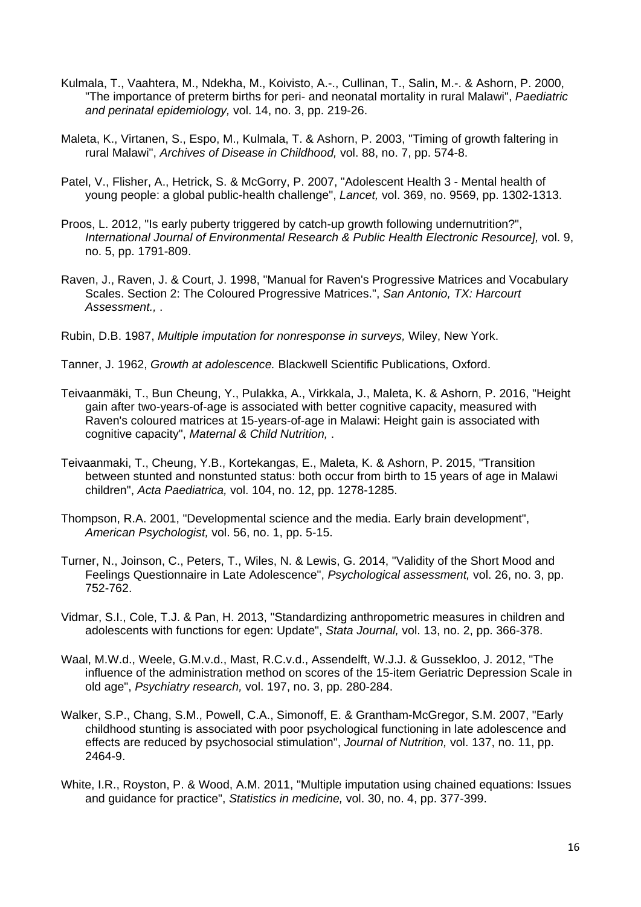Kulmala, T., Vaahtera, M., Ndekha, M., Koivisto, A.-., Cullinan, T., Salin, M.-. & Ashorn, P. 2000, "The importance of preterm births for peri- and neonatal mortality in rural Malawi", *Paediatric and perinatal epidemiology,* vol. 14, no. 3, pp. 219-26.

Maleta, K., Virtanen, S., Espo, M., Kulmala, T. & Ashorn, P. 2003, "Timing of growth faltering in rural Malawi", *Archives of Disease in Childhood,* vol. 88, no. 7, pp. 574-8.

Patel, V., Flisher, A., Hetrick, S. & McGorry, P. 2007, "Adolescent Health 3 - Mental health of young people: a global public-health challenge", *Lancet,* vol. 369, no. 9569, pp. 1302-1313.

Proos, L. 2012, "Is early puberty triggered by catch-up growth following undernutrition?", *International Journal of Environmental Research & Public Health Electronic Resource],* vol. 9, no. 5, pp. 1791-809.

Raven, J., Raven, J. & Court, J. 1998, "Manual for Raven's Progressive Matrices and Vocabulary Scales. Section 2: The Coloured Progressive Matrices.", *San Antonio, TX: Harcourt Assessment.,* .

Rubin, D.B. 1987, *Multiple imputation for nonresponse in surveys,* Wiley, New York.

Tanner, J. 1962, *Growth at adolescence.* Blackwell Scientific Publications, Oxford.

Teivaanmäki, T., Bun Cheung, Y., Pulakka, A., Virkkala, J., Maleta, K. & Ashorn, P. 2016, "Height gain after two-years-of-age is associated with better cognitive capacity, measured with Raven's coloured matrices at 15-years-of-age in Malawi: Height gain is associated with cognitive capacity", *Maternal & Child Nutrition,* .

Teivaanmaki, T., Cheung, Y.B., Kortekangas, E., Maleta, K. & Ashorn, P. 2015, "Transition between stunted and nonstunted status: both occur from birth to 15 years of age in Malawi children", *Acta Paediatrica,* vol. 104, no. 12, pp. 1278-1285.

Thompson, R.A. 2001, "Developmental science and the media. Early brain development", *American Psychologist,* vol. 56, no. 1, pp. 5-15.

Turner, N., Joinson, C., Peters, T., Wiles, N. & Lewis, G. 2014, "Validity of the Short Mood and Feelings Questionnaire in Late Adolescence", *Psychological assessment,* vol. 26, no. 3, pp. 752-762.

Vidmar, S.I., Cole, T.J. & Pan, H. 2013, "Standardizing anthropometric measures in children and adolescents with functions for egen: Update", *Stata Journal,* vol. 13, no. 2, pp. 366-378.

Waal, M.W.d., Weele, G.M.v.d., Mast, R.C.v.d., Assendelft, W.J.J. & Gussekloo, J. 2012, "The influence of the administration method on scores of the 15-item Geriatric Depression Scale in old age", *Psychiatry research,* vol. 197, no. 3, pp. 280-284.

Walker, S.P., Chang, S.M., Powell, C.A., Simonoff, E. & Grantham-McGregor, S.M. 2007, "Early childhood stunting is associated with poor psychological functioning in late adolescence and effects are reduced by psychosocial stimulation", *Journal of Nutrition,* vol. 137, no. 11, pp. 2464-9.

White, I.R., Royston, P. & Wood, A.M. 2011, "Multiple imputation using chained equations: Issues and guidance for practice", *Statistics in medicine,* vol. 30, no. 4, pp. 377-399.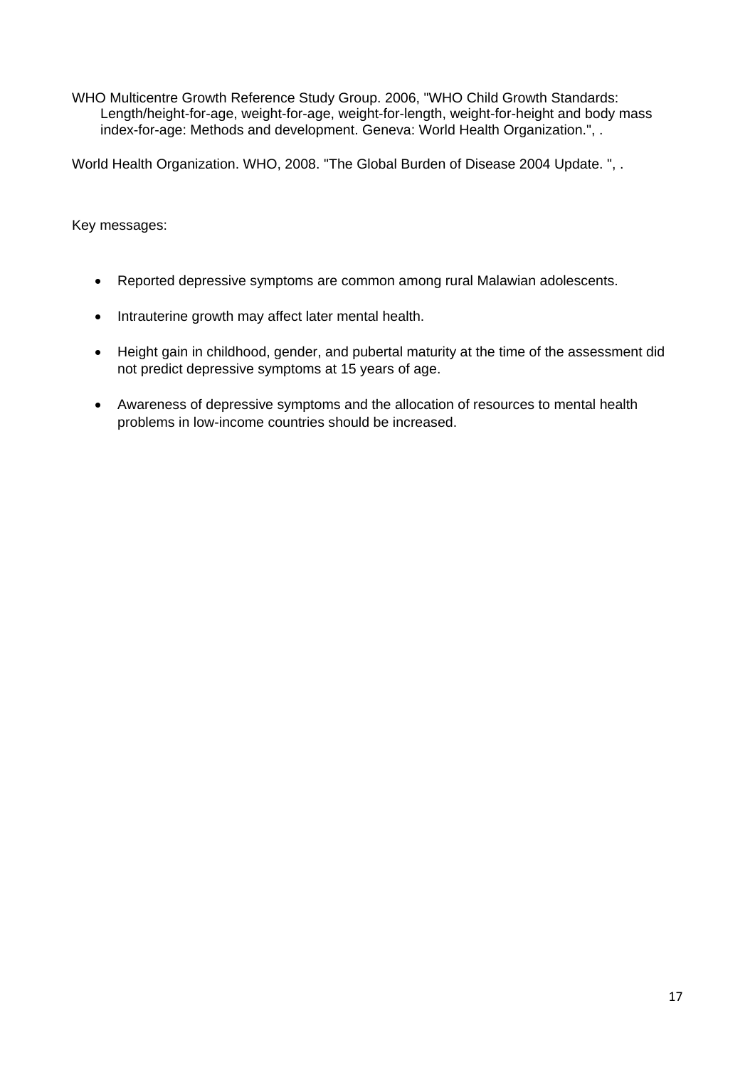WHO Multicentre Growth Reference Study Group. 2006, "WHO Child Growth Standards: Length/height-for-age, weight-for-age, weight-for-length, weight-for-height and body mass index-for-age: Methods and development. Geneva: World Health Organization.", .

World Health Organization. WHO, 2008. "The Global Burden of Disease 2004 Update. ", .

Key messages:

- Reported depressive symptoms are common among rural Malawian adolescents.
- Intrauterine growth may affect later mental health.
- Height gain in childhood, gender, and pubertal maturity at the time of the assessment did not predict depressive symptoms at 15 years of age.
- Awareness of depressive symptoms and the allocation of resources to mental health problems in low-income countries should be increased.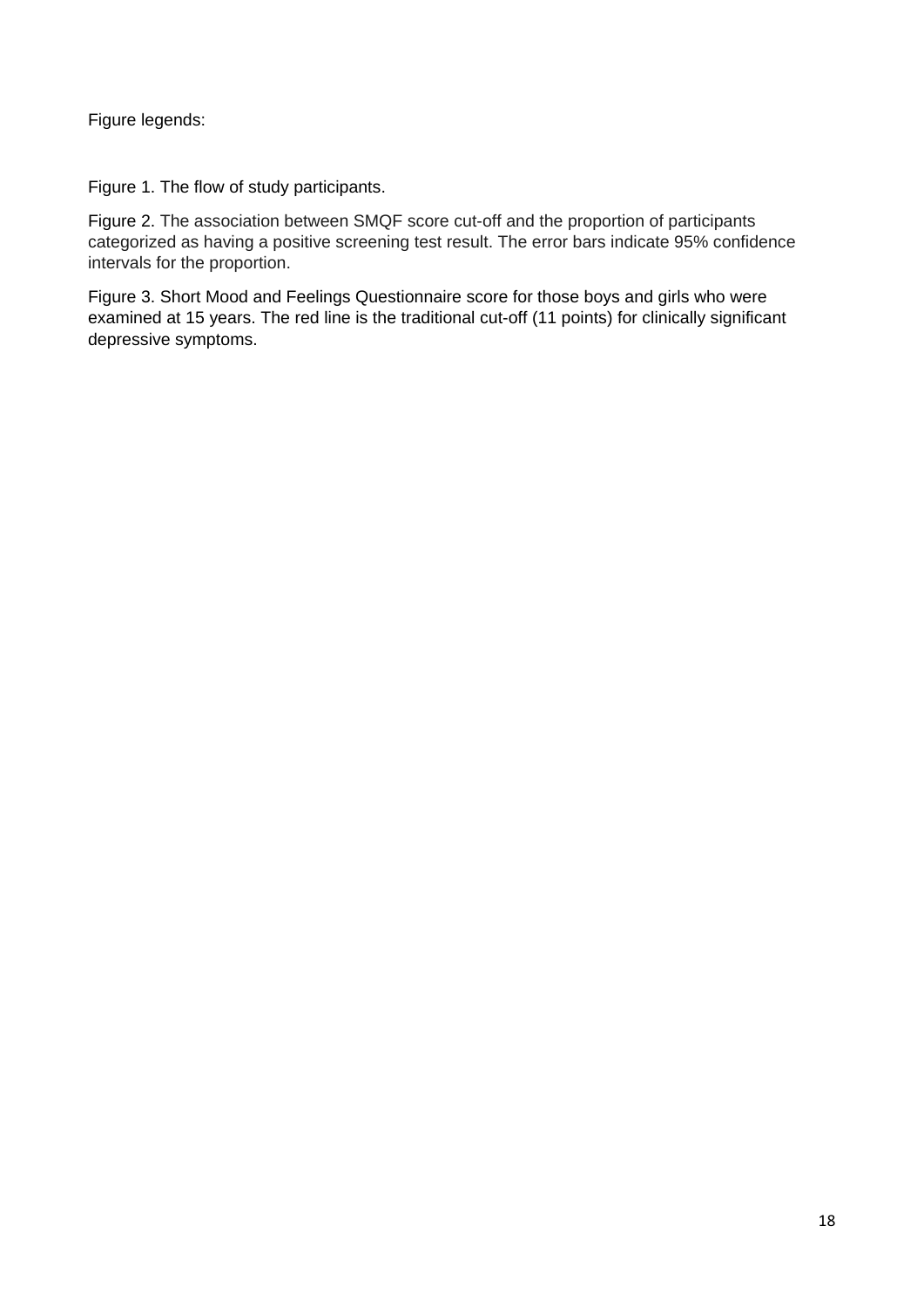Figure legends:

Figure 1. The flow of study participants.

Figure 2. The association between SMQF score cut-off and the proportion of participants categorized as having a positive screening test result. The error bars indicate 95% confidence intervals for the proportion.

Figure 3. Short Mood and Feelings Questionnaire score for those boys and girls who were examined at 15 years. The red line is the traditional cut-off (11 points) for clinically significant depressive symptoms.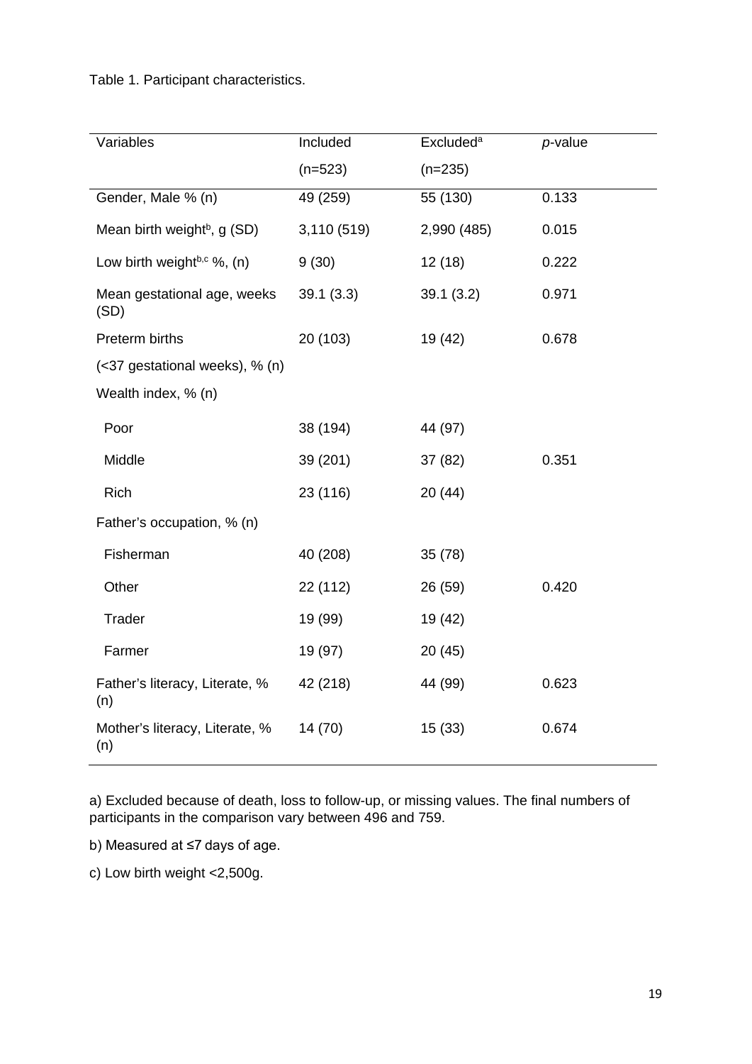Table 1. Participant characteristics.

| Variables | Included (n=523) | Excluded[a] (n=235) | *p*-value |
|---|---|---|---|
| Gender, Male % (n) | 49 (259) | 55 (130) | 0.133 |
| Mean birth weight[b], g (SD) | 3,110 (519) | 2,990 (485) | 0.015 |
| Low birth weight[b,c] %, (n) | 9 (30) | 12 (18) | 0.222 |
| Mean gestational age, weeks (SD) | 39.1 (3.3) | 39.1 (3.2) | 0.971 |
| Preterm births (<37 gestational weeks), % (n) | 20 (103) | 19 (42) | 0.678 |
| Wealth index, % (n) | | | |
| Poor | 38 (194) | 44 (97) | |
| Middle | 39 (201) | 37 (82) | 0.351 |
| Rich | 23 (116) | 20 (44) | |
| Father's occupation, % (n) | | | |
| Fisherman | 40 (208) | 35 (78) | |
| Other | 22 (112) | 26 (59) | 0.420 |
| Trader | 19 (99) | 19 (42) | |
| Farmer | 19 (97) | 20 (45) | |
| Father's literacy, Literate, % (n) | 42 (218) | 44 (99) | 0.623 |
| Mother's literacy, Literate, % (n) | 14 (70) | 15 (33) | 0.674 |

a) Excluded because of death, loss to follow-up, or missing values. The final numbers of participants in the comparison vary between 496 and 759.

b) Measured at ≤7 days of age.

c) Low birth weight <2,500g.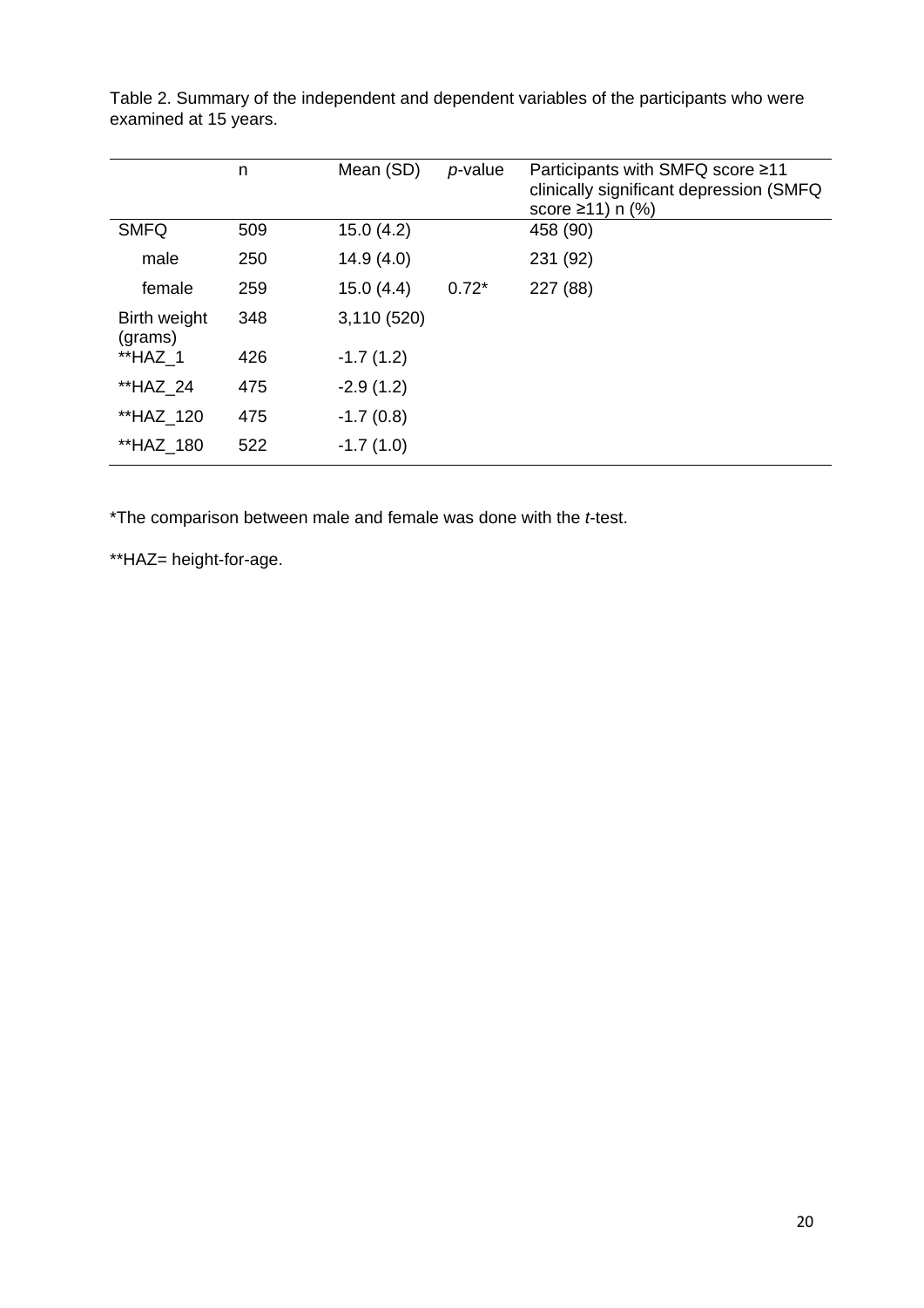Table 2. Summary of the independent and dependent variables of the participants who were examined at 15 years.

| | n | Mean (SD) | *p*-value | Participants with SMFQ score ≥11 clinically significant depression (SMFQ score ≥11) n (%) |
|---|---|---|---|---|
| SMFQ | 509 | 15.0 (4.2) | | 458 (90) |
| male | 250 | 14.9 (4.0) | | 231 (92) |
| female | 259 | 15.0 (4.4) | 0.72* | 227 (88) |
| Birth weight (grams) | 348 | 3,110 (520) | | |
| **HAZ_1 | 426 | -1.7 (1.2) | | |
| **HAZ_24 | 475 | -2.9 (1.2) | | |
| **HAZ_120 | 475 | -1.7 (0.8) | | |
| **HAZ_180 | 522 | -1.7 (1.0) | | |

*The comparison between male and female was done with the *t*-test.

**HAZ= height-for-age.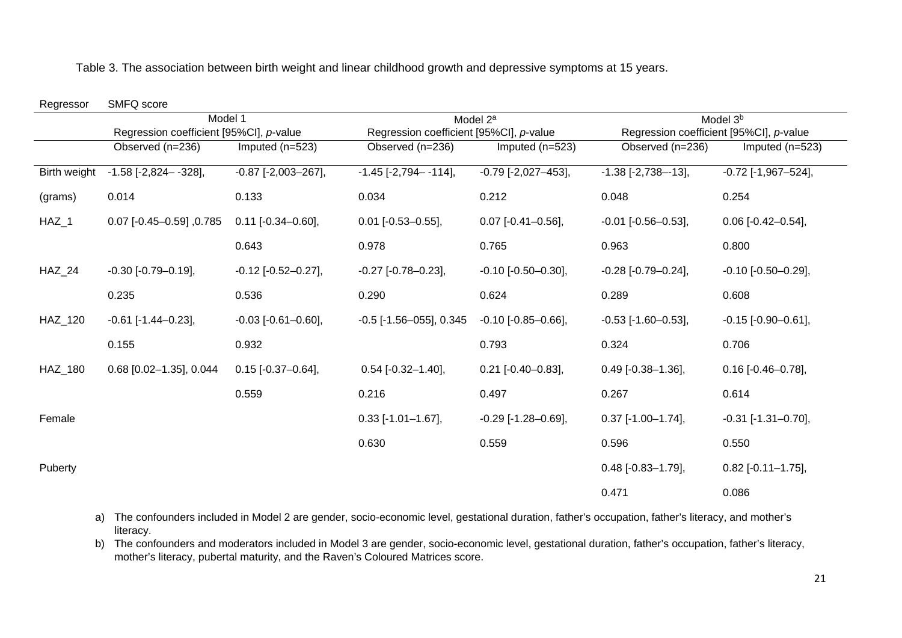Table 3. The association between birth weight and linear childhood growth and depressive symptoms at 15 years.

| Regressor | SMFQ score | | | | | |
|---|---|---|---|---|---|---|
| | Model 1 | | Model 2[a] | | Model 3[b] | |
| | Regression coefficient [95%CI], *p*-value | | Regression coefficient [95%CI], *p*-value | | Regression coefficient [95%CI], *p*-value | |
| | Observed (n=236) | Imputed (n=523) | Observed (n=236) | Imputed (n=523) | Observed (n=236) | Imputed (n=523) |
| Birth weight (grams) | -1.58 [-2,824– -328], 0.014 | -0.87 [-2,003–267], 0.133 | -1.45 [-2,794– -114], 0.034 | -0.79 [-2,027–453], 0.212 | -1.38 [-2,738–-13], 0.048 | -0.72 [-1,967–524], 0.254 |
| HAZ_1 | 0.07 [-0.45–0.59] ,0.785 | 0.11 [-0.34–0.60], 0.643 | 0.01 [-0.53–0.55], 0.978 | 0.07 [-0.41–0.56], 0.765 | -0.01 [-0.56–0.53], 0.963 | 0.06 [-0.42–0.54], 0.800 |
| HAZ_24 | -0.30 [-0.79–0.19], 0.235 | -0.12 [-0.52–0.27], 0.536 | -0.27 [-0.78–0.23], 0.290 | -0.10 [-0.50–0.30], 0.624 | -0.28 [-0.79–0.24], 0.289 | -0.10 [-0.50–0.29], 0.608 |
| HAZ_120 | -0.61 [-1.44–0.23], 0.155 | -0.03 [-0.61–0.60], 0.932 | -0.5 [-1.56–055], 0.345 | -0.10 [-0.85–0.66], 0.793 | -0.53 [-1.60–0.53], 0.324 | -0.15 [-0.90–0.61], 0.706 |
| HAZ_180 | 0.68 [0.02–1.35], 0.044 | 0.15 [-0.37–0.64], 0.559 | 0.54 [-0.32–1.40], 0.216 | 0.21 [-0.40–0.83], 0.497 | 0.49 [-0.38–1.36], 0.267 | 0.16 [-0.46–0.78], 0.614 |
| Female | | | 0.33 [-1.01–1.67], 0.630 | -0.29 [-1.28–0.69], 0.559 | 0.37 [-1.00–1.74], 0.596 | -0.31 [-1.31–0.70], 0.550 |
| Puberty | | | | | 0.48 [-0.83–1.79], 0.471 | 0.82 [-0.11–1.75], 0.086 |

a) The confounders included in Model 2 are gender, socio-economic level, gestational duration, father's occupation, father's literacy, and mother's literacy.

b) The confounders and moderators included in Model 3 are gender, socio-economic level, gestational duration, father's occupation, father's literacy, mother's literacy, pubertal maturity, and the Raven's Coloured Matrices score.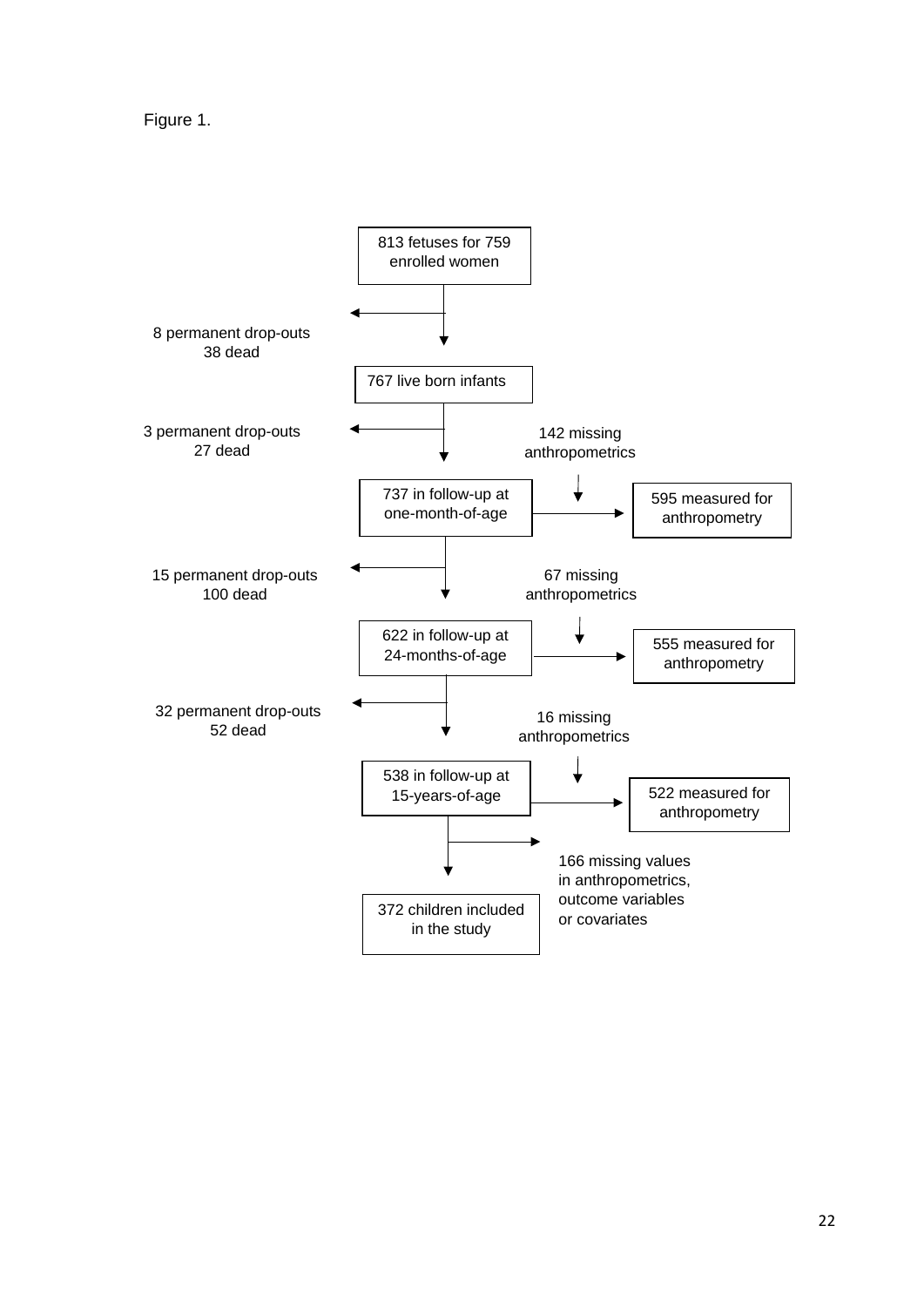Figure 1.

813 fetuses for 759 enrolled women

8 permanent drop-outs
38 dead

767 live born infants

3 permanent drop-outs
27 dead

142 missing anthropometrics

737 in follow-up at one-month-of-age

595 measured for anthropometry

15 permanent drop-outs
100 dead

67 missing anthropometrics

622 in follow-up at 24-months-of-age

555 measured for anthropometry

32 permanent drop-outs
52 dead

16 missing anthropometrics

538 in follow-up at 15-years-of-age

522 measured for anthropometry

166 missing values in anthropometrics, outcome variables or covariates

372 children included in the study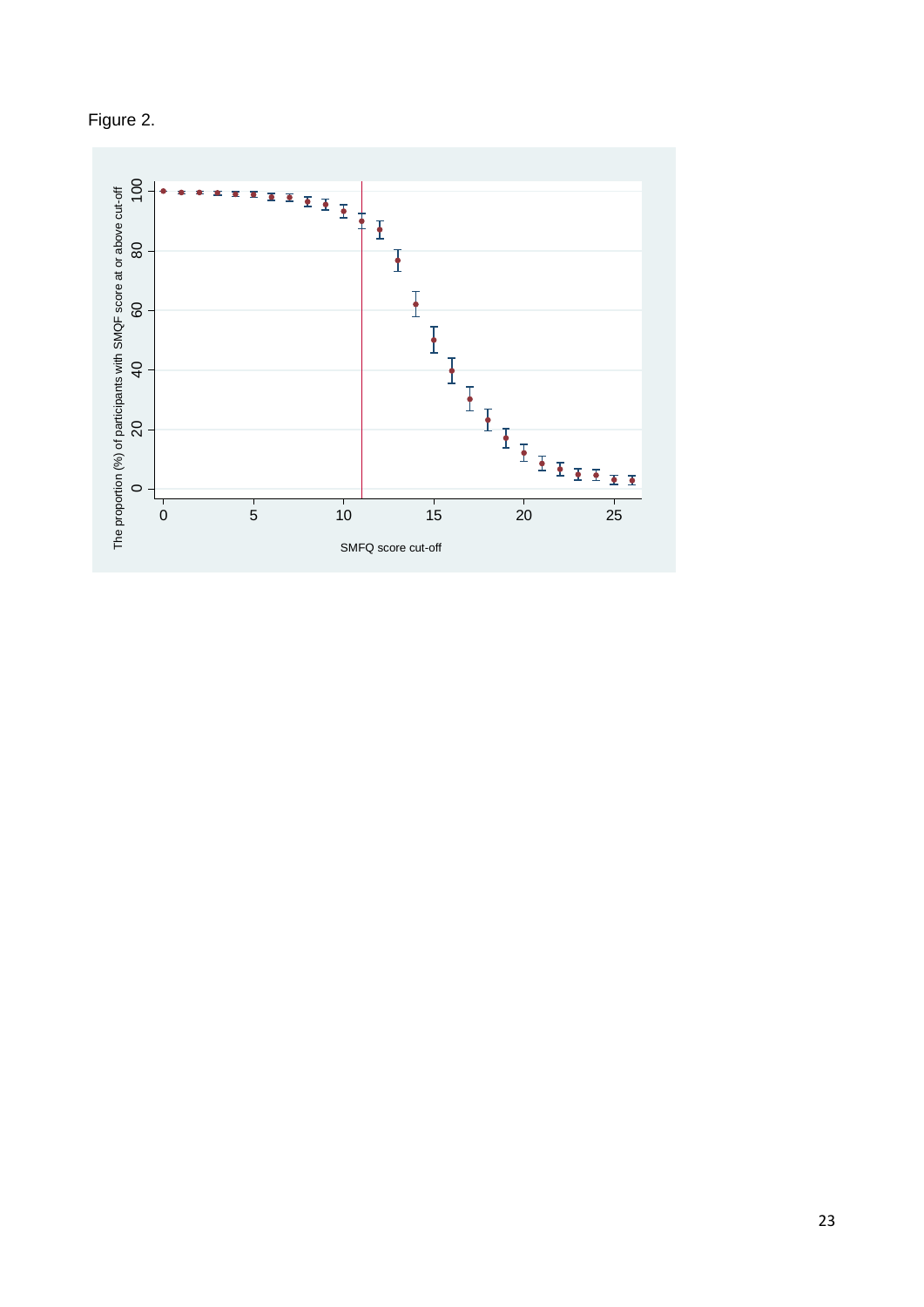Figure 2.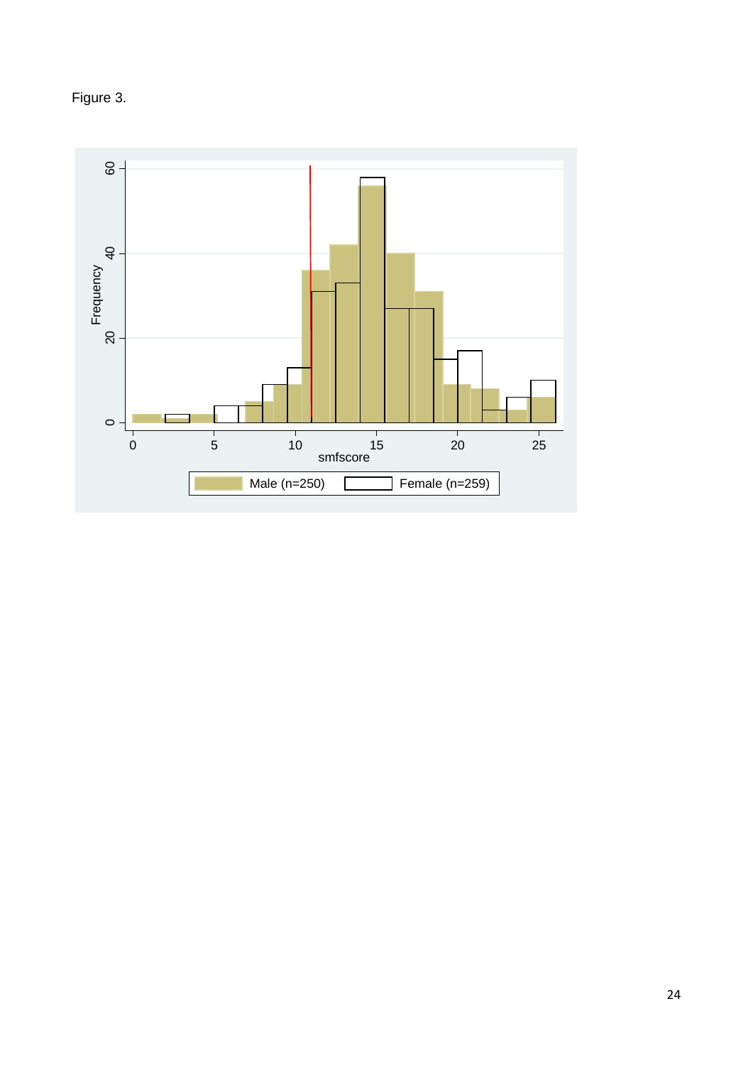Figure 3.

Frequency

0
20
40
60

0
5
10
15
20
25

smfscore

Male (n=250)
Female (n=259)